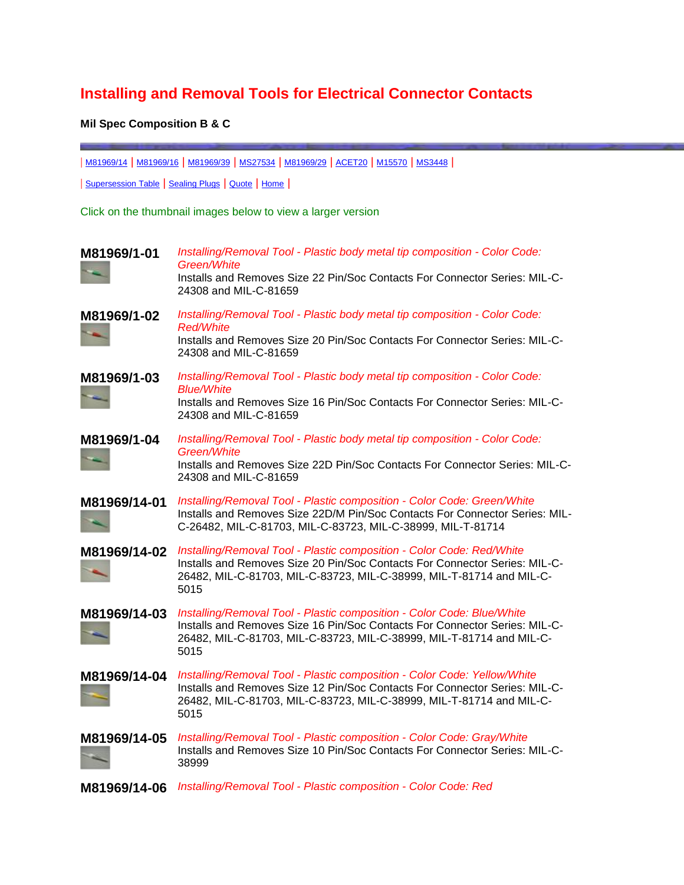# Installing and Removal Tools for Electrical Connector Contacts

**Mil Spec Composition B & C**

| M81969/14 | M81969/16 | M81969/39 | MS27534 | M81969/29 | ACET20 | M15570 | MS3448 |

| Supersession Table | Sealing Plugs | Quote | Home |

Click on the thumbnail images below to view a larger version

**M81969/1-01**
*Installing/Removal Tool - Plastic body metal tip composition - Color Code: Green/White*
Installs and Removes Size 22 Pin/Soc Contacts For Connector Series: MIL-C-24308 and MIL-C-81659

**M81969/1-02**
*Installing/Removal Tool - Plastic body metal tip composition - Color Code: Red/White*
Installs and Removes Size 20 Pin/Soc Contacts For Connector Series: MIL-C-24308 and MIL-C-81659

**M81969/1-03**
*Installing/Removal Tool - Plastic body metal tip composition - Color Code: Blue/White*
Installs and Removes Size 16 Pin/Soc Contacts For Connector Series: MIL-C-24308 and MIL-C-81659

**M81969/1-04**
*Installing/Removal Tool - Plastic body metal tip composition - Color Code: Green/White*
Installs and Removes Size 22D Pin/Soc Contacts For Connector Series: MIL-C-24308 and MIL-C-81659

**M81969/14-01**
*Installing/Removal Tool - Plastic composition - Color Code: Green/White*
Installs and Removes Size 22D/M Pin/Soc Contacts For Connector Series: MIL-C-26482, MIL-C-81703, MIL-C-83723, MIL-C-38999, MIL-T-81714

**M81969/14-02**
*Installing/Removal Tool - Plastic composition - Color Code: Red/White*
Installs and Removes Size 20 Pin/Soc Contacts For Connector Series: MIL-C-26482, MIL-C-81703, MIL-C-83723, MIL-C-38999, MIL-T-81714 and MIL-C-5015

**M81969/14-03**
*Installing/Removal Tool - Plastic composition - Color Code: Blue/White*
Installs and Removes Size 16 Pin/Soc Contacts For Connector Series: MIL-C-26482, MIL-C-81703, MIL-C-83723, MIL-C-38999, MIL-T-81714 and MIL-C-5015

**M81969/14-04**
*Installing/Removal Tool - Plastic composition - Color Code: Yellow/White*
Installs and Removes Size 12 Pin/Soc Contacts For Connector Series: MIL-C-26482, MIL-C-81703, MIL-C-83723, MIL-C-38999, MIL-T-81714 and MIL-C-5015

**M81969/14-05**
*Installing/Removal Tool - Plastic composition - Color Code: Gray/White*
Installs and Removes Size 10 Pin/Soc Contacts For Connector Series: MIL-C-38999

**M81969/14-06**
*Installing/Removal Tool - Plastic composition - Color Code: Red*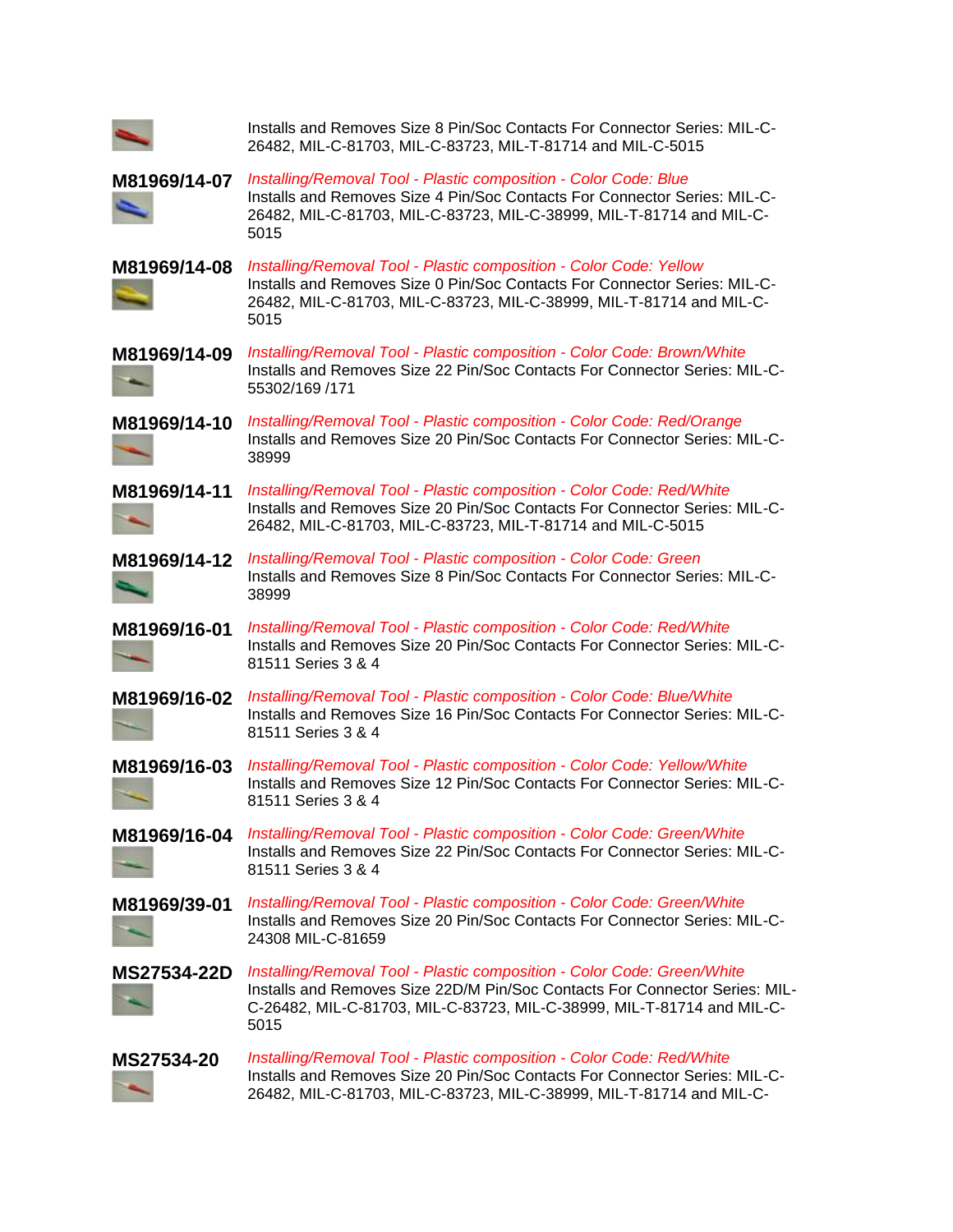Installs and Removes Size 8 Pin/Soc Contacts For Connector Series: MIL-C-26482, MIL-C-81703, MIL-C-83723, MIL-T-81714 and MIL-C-5015

**M81969/14-07** *Installing/Removal Tool - Plastic composition - Color Code: Blue*
Installs and Removes Size 4 Pin/Soc Contacts For Connector Series: MIL-C-26482, MIL-C-81703, MIL-C-83723, MIL-C-38999, MIL-T-81714 and MIL-C-5015

**M81969/14-08** *Installing/Removal Tool - Plastic composition - Color Code: Yellow*
Installs and Removes Size 0 Pin/Soc Contacts For Connector Series: MIL-C-26482, MIL-C-81703, MIL-C-83723, MIL-C-38999, MIL-T-81714 and MIL-C-5015

**M81969/14-09** *Installing/Removal Tool - Plastic composition - Color Code: Brown/White*
Installs and Removes Size 22 Pin/Soc Contacts For Connector Series: MIL-C-55302/169 /171

**M81969/14-10** *Installing/Removal Tool - Plastic composition - Color Code: Red/Orange*
Installs and Removes Size 20 Pin/Soc Contacts For Connector Series: MIL-C-38999

**M81969/14-11** *Installing/Removal Tool - Plastic composition - Color Code: Red/White*
Installs and Removes Size 20 Pin/Soc Contacts For Connector Series: MIL-C-26482, MIL-C-81703, MIL-C-83723, MIL-T-81714 and MIL-C-5015

**M81969/14-12** *Installing/Removal Tool - Plastic composition - Color Code: Green*
Installs and Removes Size 8 Pin/Soc Contacts For Connector Series: MIL-C-38999

**M81969/16-01** *Installing/Removal Tool - Plastic composition - Color Code: Red/White*
Installs and Removes Size 20 Pin/Soc Contacts For Connector Series: MIL-C-81511 Series 3 & 4

**M81969/16-02** *Installing/Removal Tool - Plastic composition - Color Code: Blue/White*
Installs and Removes Size 16 Pin/Soc Contacts For Connector Series: MIL-C-81511 Series 3 & 4

**M81969/16-03** *Installing/Removal Tool - Plastic composition - Color Code: Yellow/White*
Installs and Removes Size 12 Pin/Soc Contacts For Connector Series: MIL-C-81511 Series 3 & 4

**M81969/16-04** *Installing/Removal Tool - Plastic composition - Color Code: Green/White*
Installs and Removes Size 22 Pin/Soc Contacts For Connector Series: MIL-C-81511 Series 3 & 4

**M81969/39-01** *Installing/Removal Tool - Plastic composition - Color Code: Green/White*
Installs and Removes Size 20 Pin/Soc Contacts For Connector Series: MIL-C-24308 MIL-C-81659

**MS27534-22D** *Installing/Removal Tool - Plastic composition - Color Code: Green/White*
Installs and Removes Size 22D/M Pin/Soc Contacts For Connector Series: MIL-C-26482, MIL-C-81703, MIL-C-83723, MIL-C-38999, MIL-T-81714 and MIL-C-5015

**MS27534-20** *Installing/Removal Tool - Plastic composition - Color Code: Red/White*
Installs and Removes Size 20 Pin/Soc Contacts For Connector Series: MIL-C-26482, MIL-C-81703, MIL-C-83723, MIL-C-38999, MIL-T-81714 and MIL-C-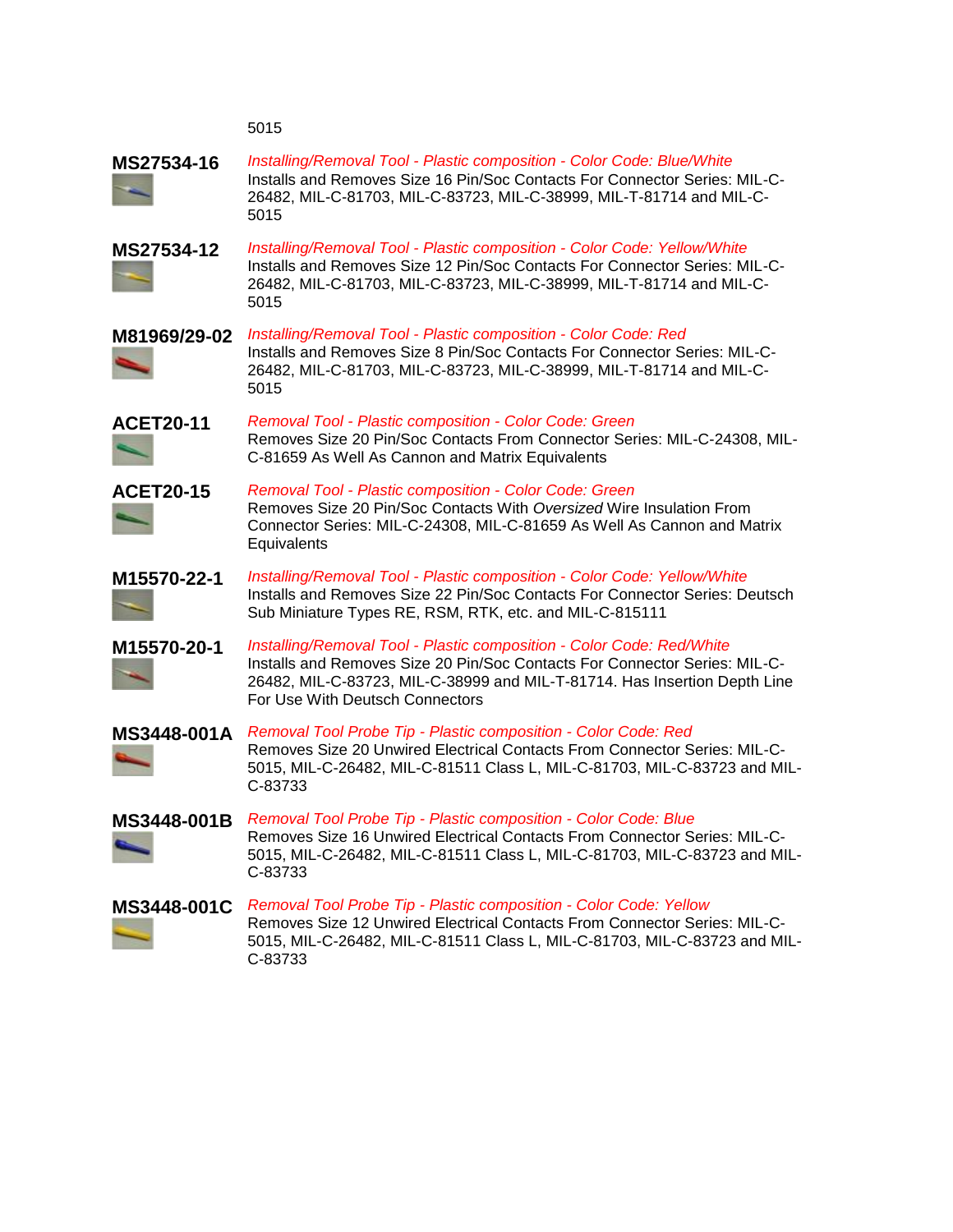5015

**MS27534-16**

*Installing/Removal Tool - Plastic composition - Color Code: Blue/White*
Installs and Removes Size 16 Pin/Soc Contacts For Connector Series: MIL-C-26482, MIL-C-81703, MIL-C-83723, MIL-C-38999, MIL-T-81714 and MIL-C-5015

**MS27534-12**

*Installing/Removal Tool - Plastic composition - Color Code: Yellow/White*
Installs and Removes Size 12 Pin/Soc Contacts For Connector Series: MIL-C-26482, MIL-C-81703, MIL-C-83723, MIL-C-38999, MIL-T-81714 and MIL-C-5015

**M81969/29-02**

*Installing/Removal Tool - Plastic composition - Color Code: Red*
Installs and Removes Size 8 Pin/Soc Contacts For Connector Series: MIL-C-26482, MIL-C-81703, MIL-C-83723, MIL-C-38999, MIL-T-81714 and MIL-C-5015

**ACET20-11**

*Removal Tool - Plastic composition - Color Code: Green*
Removes Size 20 Pin/Soc Contacts From Connector Series: MIL-C-24308, MIL-C-81659 As Well As Cannon and Matrix Equivalents

**ACET20-15**

*Removal Tool - Plastic composition - Color Code: Green*
Removes Size 20 Pin/Soc Contacts With *Oversized* Wire Insulation From Connector Series: MIL-C-24308, MIL-C-81659 As Well As Cannon and Matrix Equivalents

**M15570-22-1**

*Installing/Removal Tool - Plastic composition - Color Code: Yellow/White*
Installs and Removes Size 22 Pin/Soc Contacts For Connector Series: Deutsch Sub Miniature Types RE, RSM, RTK, etc. and MIL-C-815111

**M15570-20-1**

*Installing/Removal Tool - Plastic composition - Color Code: Red/White*
Installs and Removes Size 20 Pin/Soc Contacts For Connector Series: MIL-C-26482, MIL-C-83723, MIL-C-38999 and MIL-T-81714. Has Insertion Depth Line For Use With Deutsch Connectors

**MS3448-001A**

*Removal Tool Probe Tip - Plastic composition - Color Code: Red*
Removes Size 20 Unwired Electrical Contacts From Connector Series: MIL-C-5015, MIL-C-26482, MIL-C-81511 Class L, MIL-C-81703, MIL-C-83723 and MIL-C-83733

**MS3448-001B**

*Removal Tool Probe Tip - Plastic composition - Color Code: Blue*
Removes Size 16 Unwired Electrical Contacts From Connector Series: MIL-C-5015, MIL-C-26482, MIL-C-81511 Class L, MIL-C-81703, MIL-C-83723 and MIL-C-83733

**MS3448-001C**

*Removal Tool Probe Tip - Plastic composition - Color Code: Yellow*
Removes Size 12 Unwired Electrical Contacts From Connector Series: MIL-C-5015, MIL-C-26482, MIL-C-81511 Class L, MIL-C-81703, MIL-C-83723 and MIL-C-83733